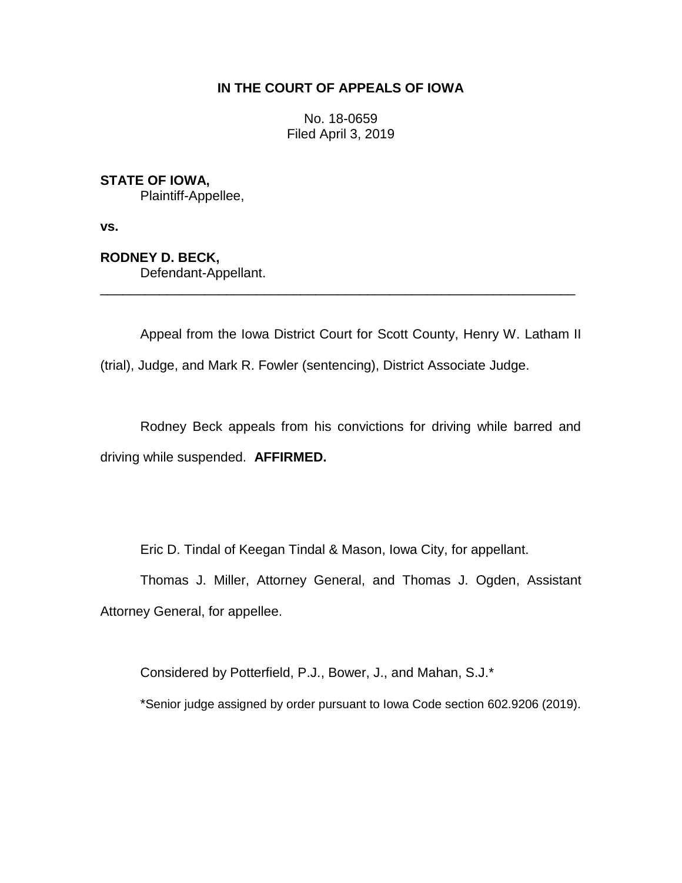**IN THE COURT OF APPEALS OF IOWA**

No. 18-0659
Filed April 3, 2019

**STATE OF IOWA,**
Plaintiff-Appellee,

**vs.**

**RODNEY D. BECK,**
Defendant-Appellant.

---

Appeal from the Iowa District Court for Scott County, Henry W. Latham II (trial), Judge, and Mark R. Fowler (sentencing), District Associate Judge.

Rodney Beck appeals from his convictions for driving while barred and driving while suspended. **AFFIRMED.**

Eric D. Tindal of Keegan Tindal & Mason, Iowa City, for appellant.

Thomas J. Miller, Attorney General, and Thomas J. Ogden, Assistant Attorney General, for appellee.

Considered by Potterfield, P.J., Bower, J., and Mahan, S.J.*

*Senior judge assigned by order pursuant to Iowa Code section 602.9206 (2019).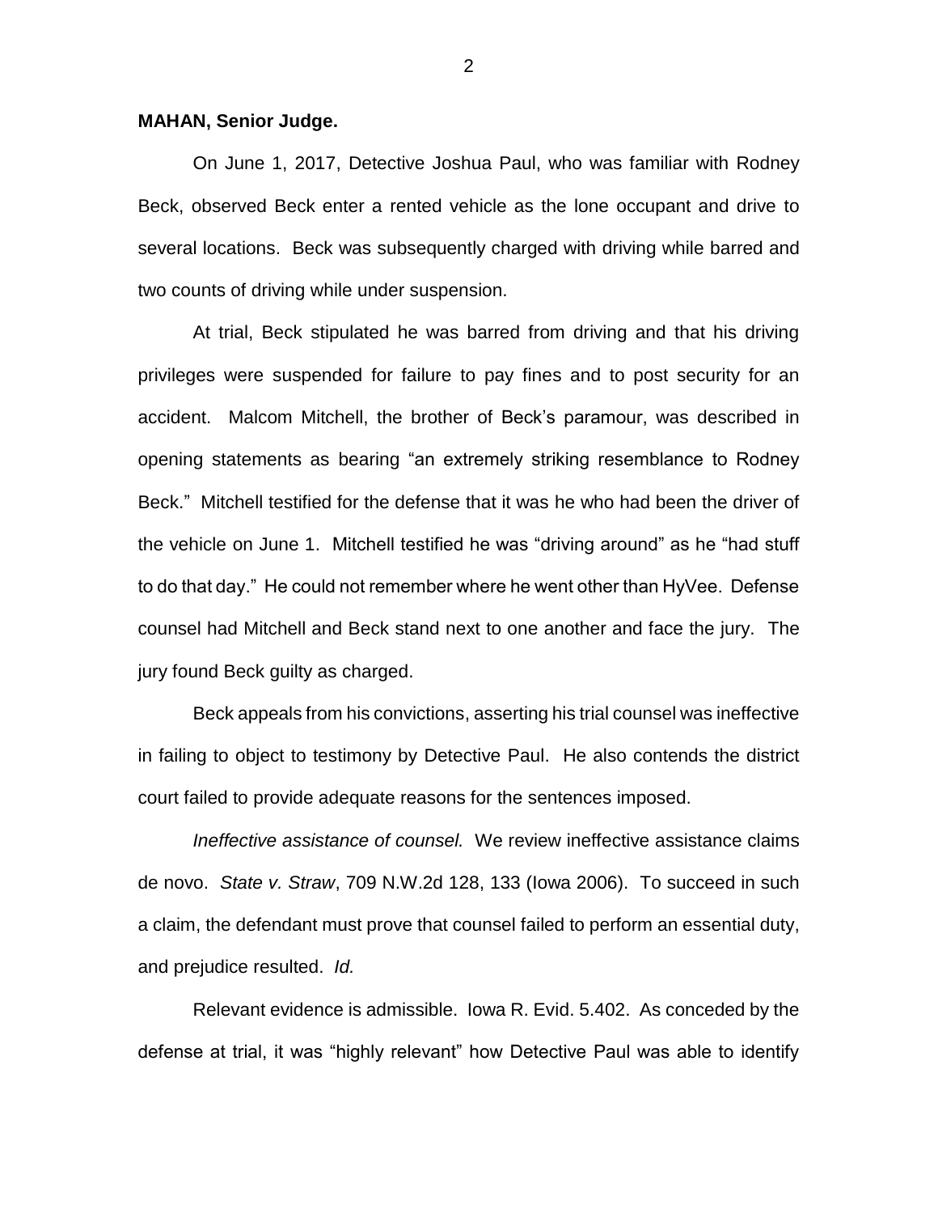**MAHAN, Senior Judge.**

On June 1, 2017, Detective Joshua Paul, who was familiar with Rodney Beck, observed Beck enter a rented vehicle as the lone occupant and drive to several locations. Beck was subsequently charged with driving while barred and two counts of driving while under suspension.

At trial, Beck stipulated he was barred from driving and that his driving privileges were suspended for failure to pay fines and to post security for an accident. Malcom Mitchell, the brother of Beck's paramour, was described in opening statements as bearing "an extremely striking resemblance to Rodney Beck." Mitchell testified for the defense that it was he who had been the driver of the vehicle on June 1. Mitchell testified he was "driving around" as he "had stuff to do that day." He could not remember where he went other than HyVee. Defense counsel had Mitchell and Beck stand next to one another and face the jury. The jury found Beck guilty as charged.

Beck appeals from his convictions, asserting his trial counsel was ineffective in failing to object to testimony by Detective Paul. He also contends the district court failed to provide adequate reasons for the sentences imposed.

*Ineffective assistance of counsel.* We review ineffective assistance claims de novo. *State v. Straw*, 709 N.W.2d 128, 133 (Iowa 2006). To succeed in such a claim, the defendant must prove that counsel failed to perform an essential duty, and prejudice resulted. *Id.*

Relevant evidence is admissible. Iowa R. Evid. 5.402. As conceded by the defense at trial, it was "highly relevant" how Detective Paul was able to identify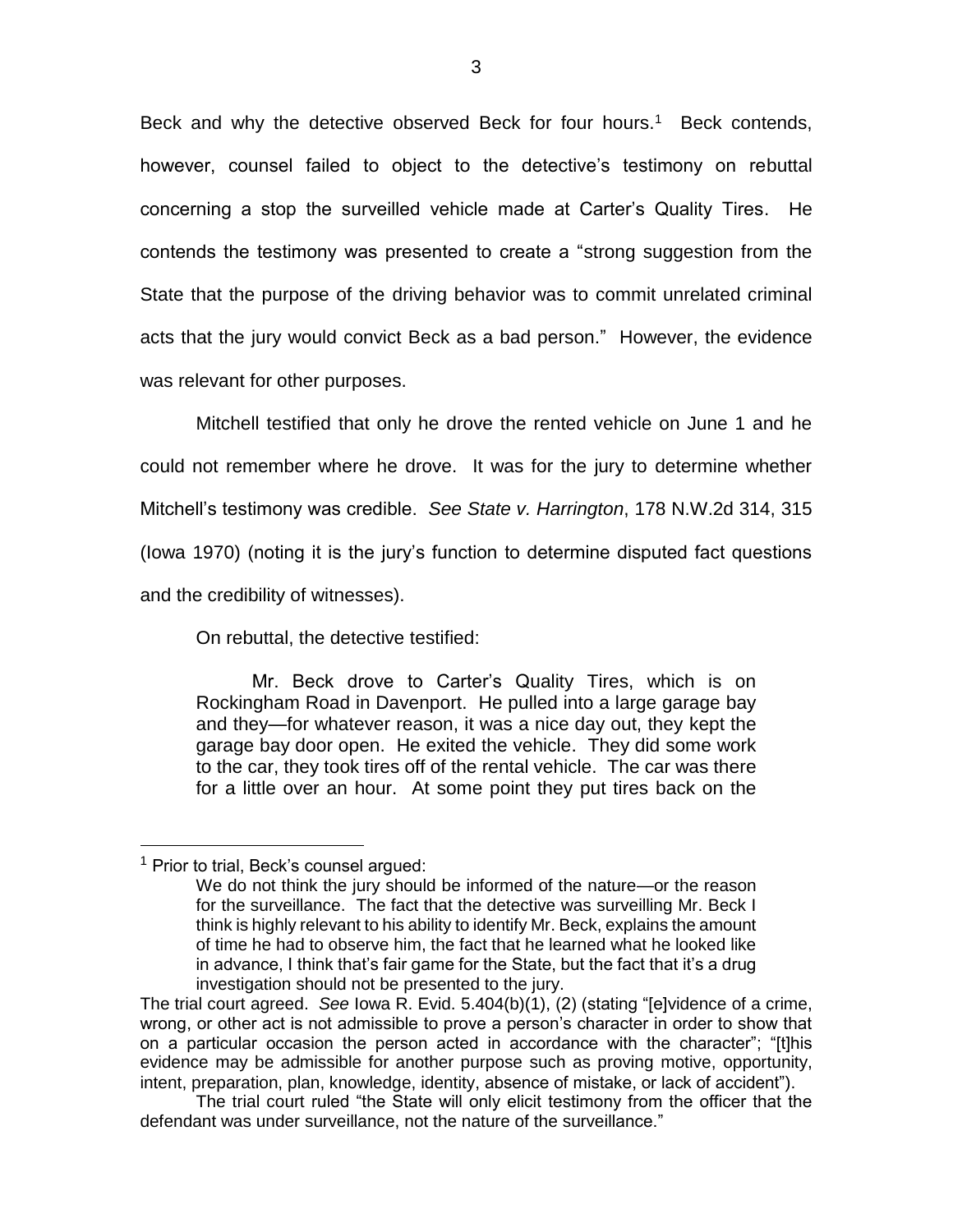Beck and why the detective observed Beck for four hours.[1] Beck contends, however, counsel failed to object to the detective's testimony on rebuttal concerning a stop the surveilled vehicle made at Carter's Quality Tires. He contends the testimony was presented to create a "strong suggestion from the State that the purpose of the driving behavior was to commit unrelated criminal acts that the jury would convict Beck as a bad person." However, the evidence was relevant for other purposes.

Mitchell testified that only he drove the rented vehicle on June 1 and he could not remember where he drove. It was for the jury to determine whether Mitchell's testimony was credible. *See State v. Harrington*, 178 N.W.2d 314, 315 (Iowa 1970) (noting it is the jury's function to determine disputed fact questions and the credibility of witnesses).

On rebuttal, the detective testified:

> Mr. Beck drove to Carter's Quality Tires, which is on Rockingham Road in Davenport. He pulled into a large garage bay and they—for whatever reason, it was a nice day out, they kept the garage bay door open. He exited the vehicle. They did some work to the car, they took tires off of the rental vehicle. The car was there for a little over an hour. At some point they put tires back on the

---

[1] Prior to trial, Beck's counsel argued:

> We do not think the jury should be informed of the nature—or the reason for the surveillance. The fact that the detective was surveilling Mr. Beck I think is highly relevant to his ability to identify Mr. Beck, explains the amount of time he had to observe him, the fact that he learned what he looked like in advance, I think that's fair game for the State, but the fact that it's a drug investigation should not be presented to the jury.

The trial court agreed. *See* Iowa R. Evid. 5.404(b)(1), (2) (stating "[e]vidence of a crime, wrong, or other act is not admissible to prove a person's character in order to show that on a particular occasion the person acted in accordance with the character"; "[t]his evidence may be admissible for another purpose such as proving motive, opportunity, intent, preparation, plan, knowledge, identity, absence of mistake, or lack of accident").

The trial court ruled "the State will only elicit testimony from the officer that the defendant was under surveillance, not the nature of the surveillance."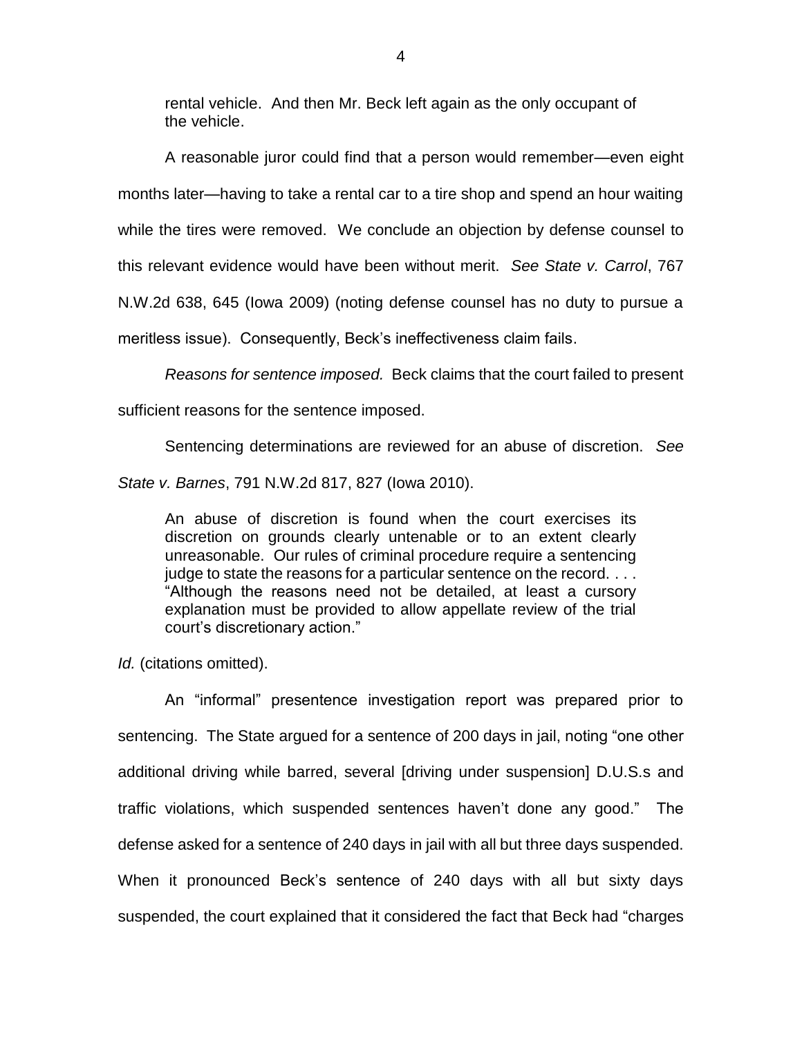> rental vehicle. And then Mr. Beck left again as the only occupant of the vehicle.

A reasonable juror could find that a person would remember—even eight months later—having to take a rental car to a tire shop and spend an hour waiting while the tires were removed. We conclude an objection by defense counsel to this relevant evidence would have been without merit. *See State v. Carrol*, 767 N.W.2d 638, 645 (Iowa 2009) (noting defense counsel has no duty to pursue a meritless issue). Consequently, Beck's ineffectiveness claim fails.

*Reasons for sentence imposed.* Beck claims that the court failed to present sufficient reasons for the sentence imposed.

Sentencing determinations are reviewed for an abuse of discretion. *See State v. Barnes*, 791 N.W.2d 817, 827 (Iowa 2010).

> An abuse of discretion is found when the court exercises its discretion on grounds clearly untenable or to an extent clearly unreasonable. Our rules of criminal procedure require a sentencing judge to state the reasons for a particular sentence on the record. . . . "Although the reasons need not be detailed, at least a cursory explanation must be provided to allow appellate review of the trial court's discretionary action."

*Id.* (citations omitted).

An "informal" presentence investigation report was prepared prior to sentencing. The State argued for a sentence of 200 days in jail, noting "one other additional driving while barred, several [driving under suspension] D.U.S.s and traffic violations, which suspended sentences haven't done any good." The defense asked for a sentence of 240 days in jail with all but three days suspended. When it pronounced Beck's sentence of 240 days with all but sixty days suspended, the court explained that it considered the fact that Beck had "charges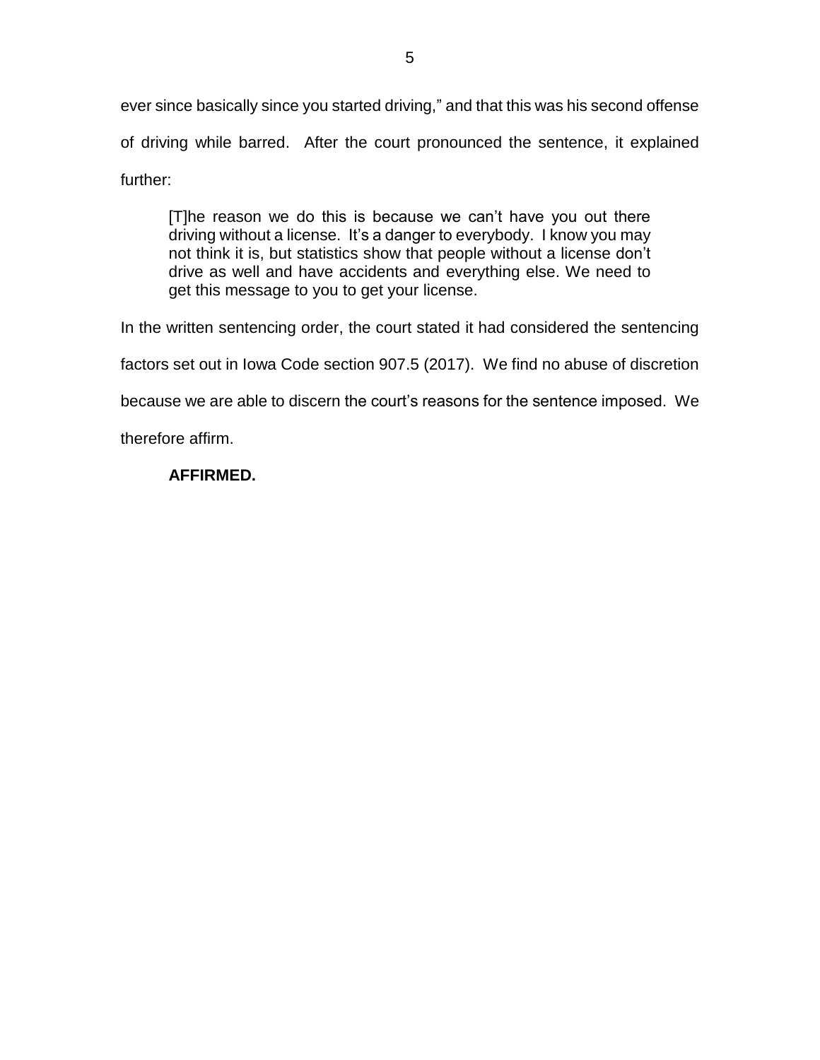ever since basically since you started driving," and that this was his second offense of driving while barred. After the court pronounced the sentence, it explained further:

> [T]he reason we do this is because we can't have you out there driving without a license. It's a danger to everybody. I know you may not think it is, but statistics show that people without a license don't drive as well and have accidents and everything else. We need to get this message to you to get your license.

In the written sentencing order, the court stated it had considered the sentencing factors set out in Iowa Code section 907.5 (2017). We find no abuse of discretion because we are able to discern the court's reasons for the sentence imposed. We therefore affirm.

**AFFIRMED.**